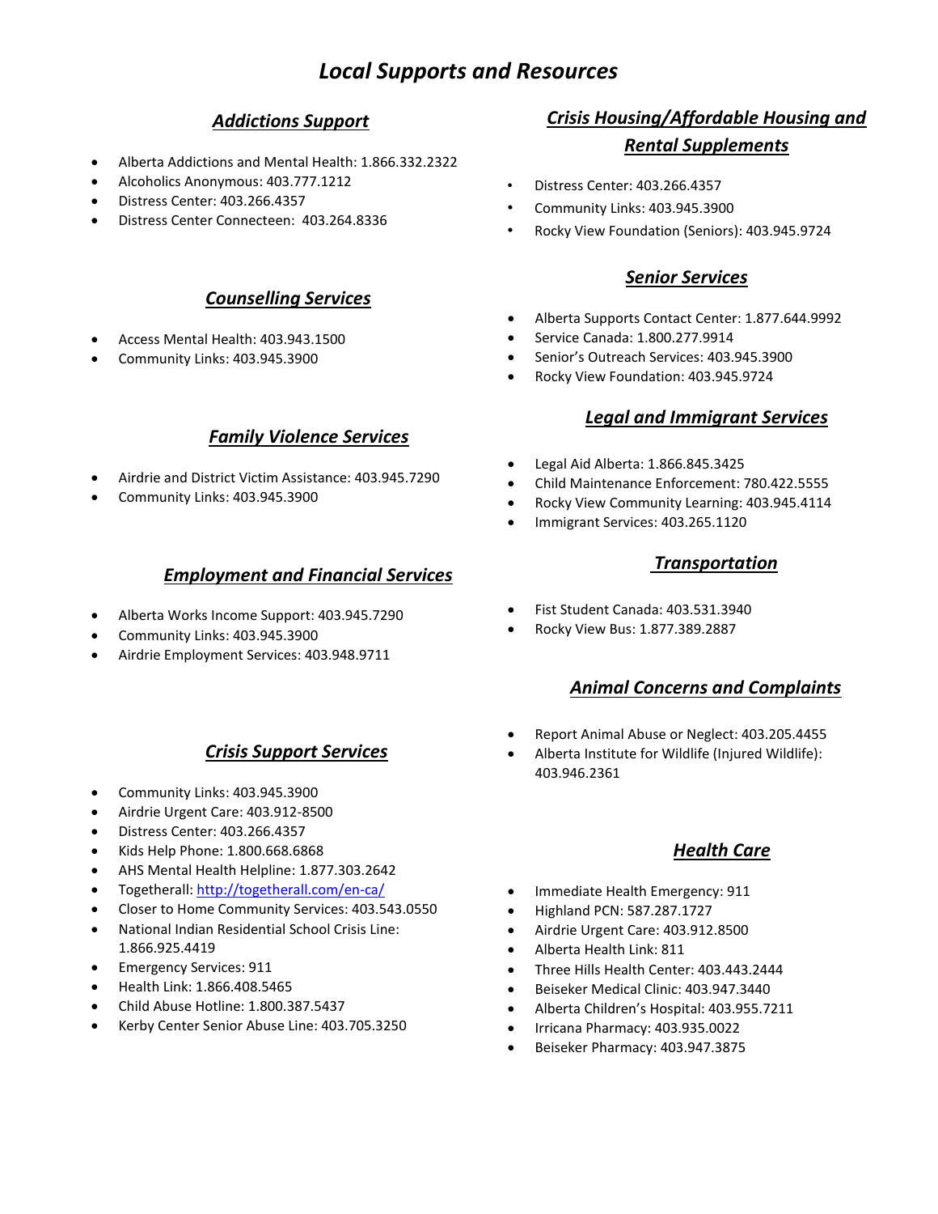# *Local Supports and Resources*

## ***Addictions Support***

- Alberta Addictions and Mental Health: 1.866.332.2322
- Alcoholics Anonymous: 403.777.1212
- Distress Center: 403.266.4357
- Distress Center Connecteen: 403.264.8336

## ***Counselling Services***

- Access Mental Health: 403.943.1500
- Community Links: 403.945.3900

## ***Family Violence Services***

- Airdrie and District Victim Assistance: 403.945.7290
- Community Links: 403.945.3900

## ***Employment and Financial Services***

- Alberta Works Income Support: 403.945.7290
- Community Links: 403.945.3900
- Airdrie Employment Services: 403.948.9711

## ***Crisis Support Services***

- Community Links: 403.945.3900
- Airdrie Urgent Care: 403.912-8500
- Distress Center: 403.266.4357
- Kids Help Phone: 1.800.668.6868
- AHS Mental Health Helpline: 1.877.303.2642
- Togetherall: [http://togetherall.com/en-ca/](http://togetherall.com/en-ca/)
- Closer to Home Community Services: 403.543.0550
- National Indian Residential School Crisis Line: 1.866.925.4419
- Emergency Services: 911
- Health Link: 1.866.408.5465
- Child Abuse Hotline: 1.800.387.5437
- Kerby Center Senior Abuse Line: 403.705.3250

## ***Crisis Housing/Affordable Housing and Rental Supplements***

- Distress Center: 403.266.4357
- Community Links: 403.945.3900
- Rocky View Foundation (Seniors): 403.945.9724

## ***Senior Services***

- Alberta Supports Contact Center: 1.877.644.9992
- Service Canada: 1.800.277.9914
- Senior's Outreach Services: 403.945.3900
- Rocky View Foundation: 403.945.9724

## ***Legal and Immigrant Services***

- Legal Aid Alberta: 1.866.845.3425
- Child Maintenance Enforcement: 780.422.5555
- Rocky View Community Learning: 403.945.4114
- Immigrant Services: 403.265.1120

## ***Transportation***

- Fist Student Canada: 403.531.3940
- Rocky View Bus: 1.877.389.2887

## ***Animal Concerns and Complaints***

- Report Animal Abuse or Neglect: 403.205.4455
- Alberta Institute for Wildlife (Injured Wildlife): 403.946.2361

## ***Health Care***

- Immediate Health Emergency: 911
- Highland PCN: 587.287.1727
- Airdrie Urgent Care: 403.912.8500
- Alberta Health Link: 811
- Three Hills Health Center: 403.443.2444
- Beiseker Medical Clinic: 403.947.3440
- Alberta Children's Hospital: 403.955.7211
- Irricana Pharmacy: 403.935.0022
- Beiseker Pharmacy: 403.947.3875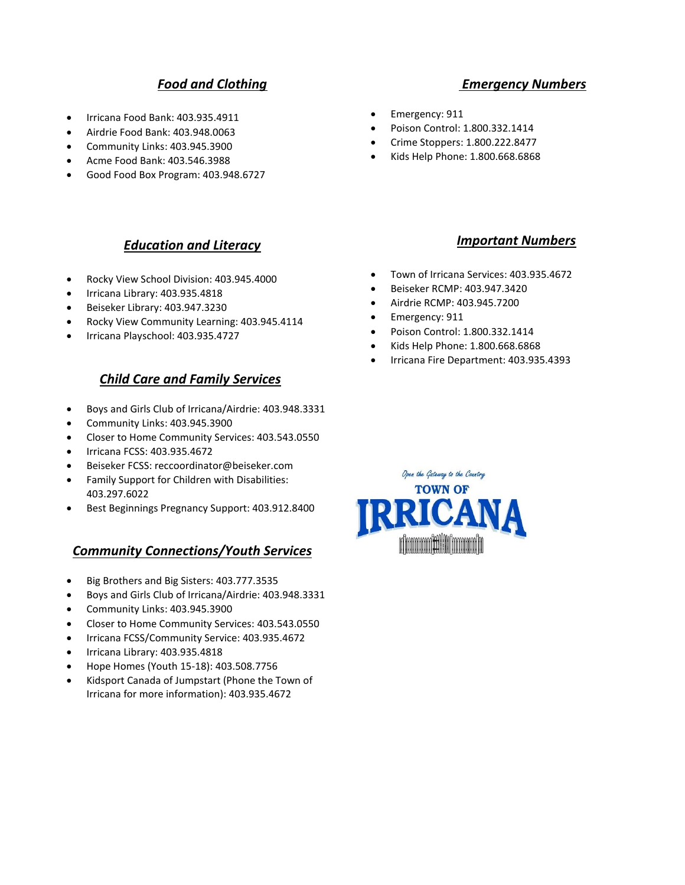## *Food and Clothing*

- Irricana Food Bank: 403.935.4911
- Airdrie Food Bank: 403.948.0063
- Community Links: 403.945.3900
- Acme Food Bank: 403.546.3988
- Good Food Box Program: 403.948.6727

## *Education and Literacy*

- Rocky View School Division: 403.945.4000
- Irricana Library: 403.935.4818
- Beiseker Library: 403.947.3230
- Rocky View Community Learning: 403.945.4114
- Irricana Playschool: 403.935.4727

## *Child Care and Family Services*

- Boys and Girls Club of Irricana/Airdrie: 403.948.3331
- Community Links: 403.945.3900
- Closer to Home Community Services: 403.543.0550
- Irricana FCSS: 403.935.4672
- Beiseker FCSS: reccoordinator@beiseker.com
- Family Support for Children with Disabilities: 403.297.6022
- Best Beginnings Pregnancy Support: 403.912.8400

## *Community Connections/Youth Services*

- Big Brothers and Big Sisters: 403.777.3535
- Boys and Girls Club of Irricana/Airdrie: 403.948.3331
- Community Links: 403.945.3900
- Closer to Home Community Services: 403.543.0550
- Irricana FCSS/Community Service: 403.935.4672
- Irricana Library: 403.935.4818
- Hope Homes (Youth 15-18): 403.508.7756
- Kidsport Canada of Jumpstart (Phone the Town of Irricana for more information): 403.935.4672

## *Emergency Numbers*

- Emergency: 911
- Poison Control: 1.800.332.1414
- Crime Stoppers: 1.800.222.8477
- Kids Help Phone: 1.800.668.6868

## *Important Numbers*

- Town of Irricana Services: 403.935.4672
- Beiseker RCMP: 403.947.3420
- Airdrie RCMP: 403.945.7200
- Emergency: 911
- Poison Control: 1.800.332.1414
- Kids Help Phone: 1.800.668.6868
- Irricana Fire Department: 403.935.4393

Open the Gateway to the Country

TOWN OF IRRICANA